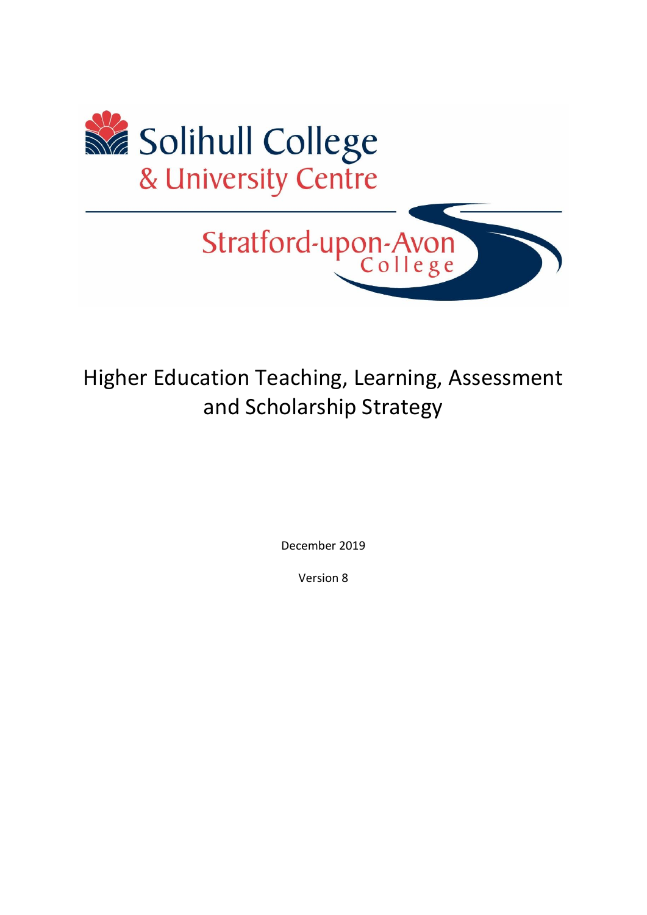Solihull College
& University Centre

Stratford-upon-Avon College

# Higher Education Teaching, Learning, Assessment and Scholarship Strategy

December 2019

Version 8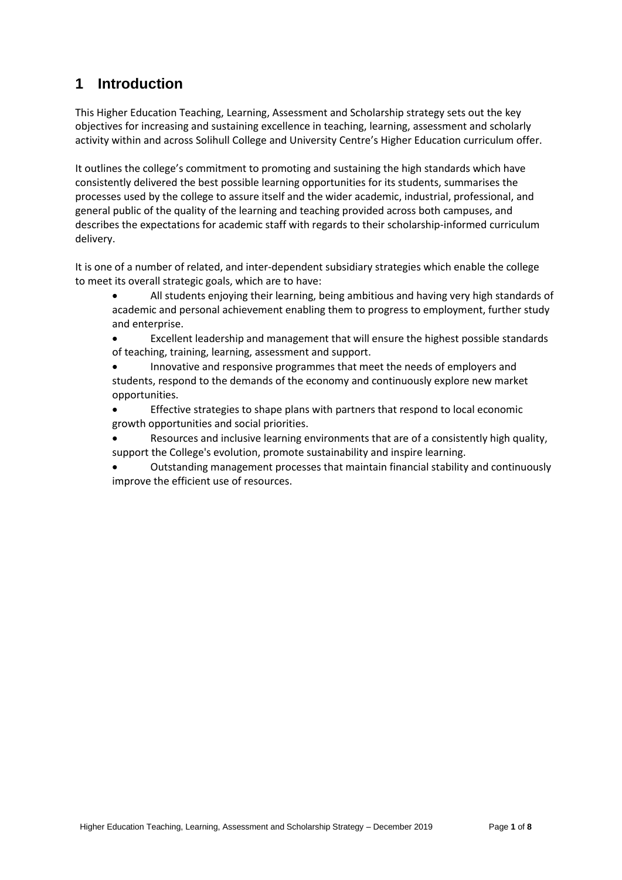# 1 Introduction

This Higher Education Teaching, Learning, Assessment and Scholarship strategy sets out the key objectives for increasing and sustaining excellence in teaching, learning, assessment and scholarly activity within and across Solihull College and University Centre's Higher Education curriculum offer.

It outlines the college's commitment to promoting and sustaining the high standards which have consistently delivered the best possible learning opportunities for its students, summarises the processes used by the college to assure itself and the wider academic, industrial, professional, and general public of the quality of the learning and teaching provided across both campuses, and describes the expectations for academic staff with regards to their scholarship-informed curriculum delivery.

It is one of a number of related, and inter-dependent subsidiary strategies which enable the college to meet its overall strategic goals, which are to have:

- All students enjoying their learning, being ambitious and having very high standards of academic and personal achievement enabling them to progress to employment, further study and enterprise.
- Excellent leadership and management that will ensure the highest possible standards of teaching, training, learning, assessment and support.
- Innovative and responsive programmes that meet the needs of employers and students, respond to the demands of the economy and continuously explore new market opportunities.
- Effective strategies to shape plans with partners that respond to local economic growth opportunities and social priorities.
- Resources and inclusive learning environments that are of a consistently high quality, support the College's evolution, promote sustainability and inspire learning.
- Outstanding management processes that maintain financial stability and continuously improve the efficient use of resources.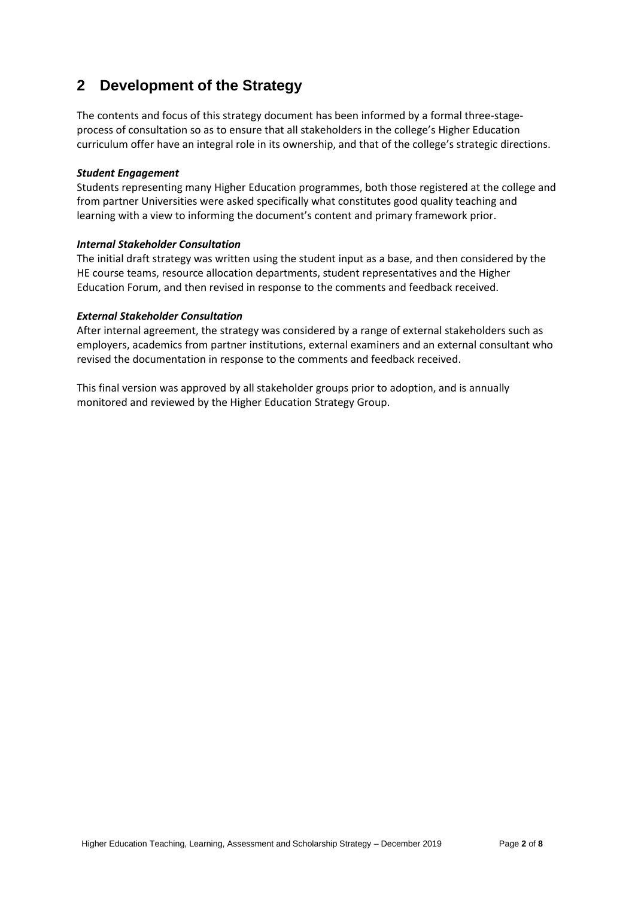## 2 Development of the Strategy

The contents and focus of this strategy document has been informed by a formal three-stage-process of consultation so as to ensure that all stakeholders in the college's Higher Education curriculum offer have an integral role in its ownership, and that of the college's strategic directions.

***Student Engagement***
Students representing many Higher Education programmes, both those registered at the college and from partner Universities were asked specifically what constitutes good quality teaching and learning with a view to informing the document's content and primary framework prior.

***Internal Stakeholder Consultation***
The initial draft strategy was written using the student input as a base, and then considered by the HE course teams, resource allocation departments, student representatives and the Higher Education Forum, and then revised in response to the comments and feedback received.

***External Stakeholder Consultation***
After internal agreement, the strategy was considered by a range of external stakeholders such as employers, academics from partner institutions, external examiners and an external consultant who revised the documentation in response to the comments and feedback received.

This final version was approved by all stakeholder groups prior to adoption, and is annually monitored and reviewed by the Higher Education Strategy Group.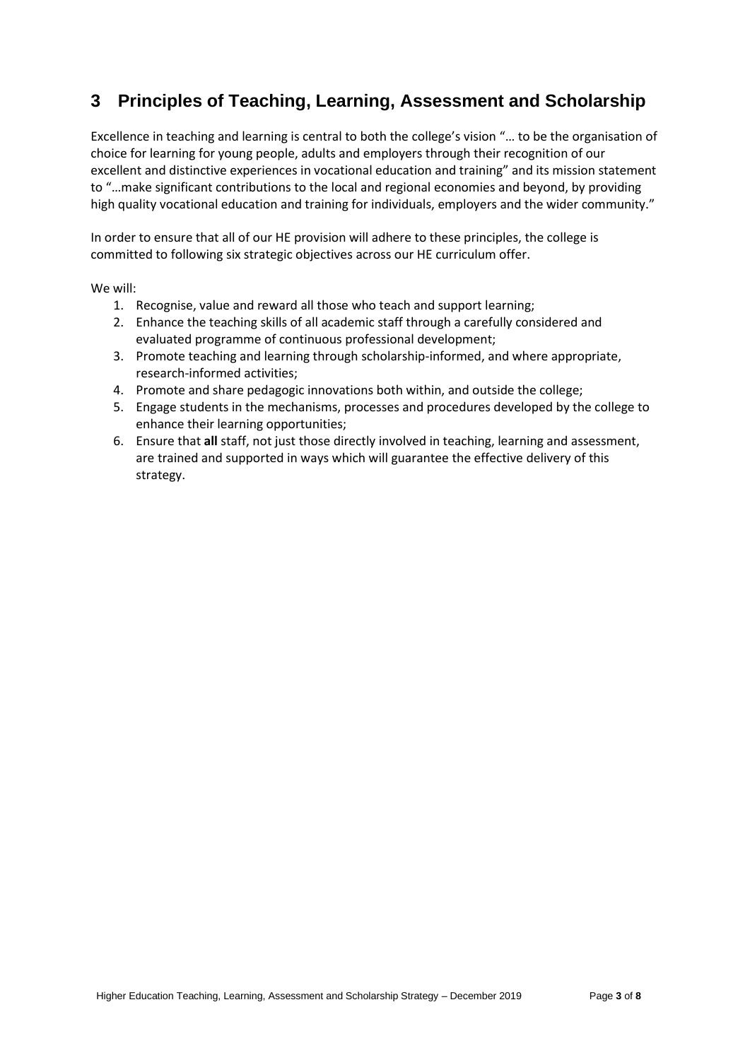## 3 Principles of Teaching, Learning, Assessment and Scholarship

Excellence in teaching and learning is central to both the college's vision "… to be the organisation of choice for learning for young people, adults and employers through their recognition of our excellent and distinctive experiences in vocational education and training" and its mission statement to "…make significant contributions to the local and regional economies and beyond, by providing high quality vocational education and training for individuals, employers and the wider community."

In order to ensure that all of our HE provision will adhere to these principles, the college is committed to following six strategic objectives across our HE curriculum offer.

We will:

1. Recognise, value and reward all those who teach and support learning;
2. Enhance the teaching skills of all academic staff through a carefully considered and evaluated programme of continuous professional development;
3. Promote teaching and learning through scholarship-informed, and where appropriate, research-informed activities;
4. Promote and share pedagogic innovations both within, and outside the college;
5. Engage students in the mechanisms, processes and procedures developed by the college to enhance their learning opportunities;
6. Ensure that **all** staff, not just those directly involved in teaching, learning and assessment, are trained and supported in ways which will guarantee the effective delivery of this strategy.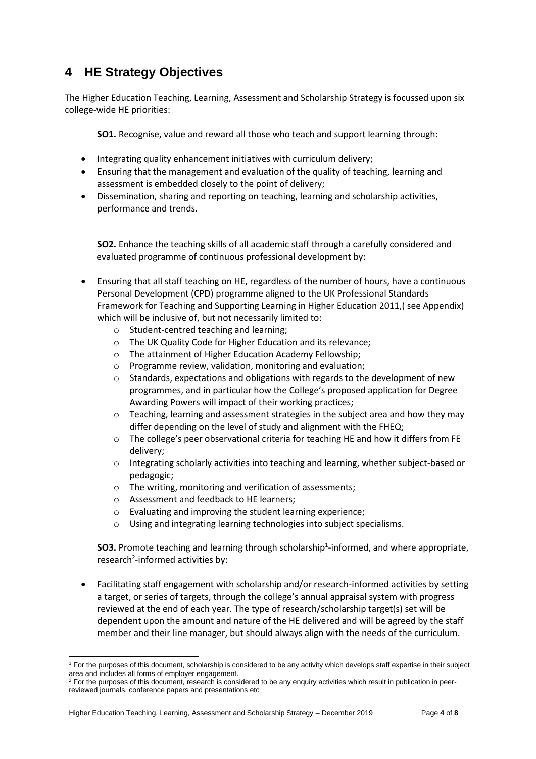## 4 HE Strategy Objectives

The Higher Education Teaching, Learning, Assessment and Scholarship Strategy is focussed upon six college-wide HE priorities:

**SO1.** Recognise, value and reward all those who teach and support learning through:

- Integrating quality enhancement initiatives with curriculum delivery;
- Ensuring that the management and evaluation of the quality of teaching, learning and assessment is embedded closely to the point of delivery;
- Dissemination, sharing and reporting on teaching, learning and scholarship activities, performance and trends.

**SO2.** Enhance the teaching skills of all academic staff through a carefully considered and evaluated programme of continuous professional development by:

- Ensuring that all staff teaching on HE, regardless of the number of hours, have a continuous Personal Development (CPD) programme aligned to the UK Professional Standards Framework for Teaching and Supporting Learning in Higher Education 2011,( see Appendix) which will be inclusive of, but not necessarily limited to:
  - Student-centred teaching and learning;
  - The UK Quality Code for Higher Education and its relevance;
  - The attainment of Higher Education Academy Fellowship;
  - Programme review, validation, monitoring and evaluation;
  - Standards, expectations and obligations with regards to the development of new programmes, and in particular how the College's proposed application for Degree Awarding Powers will impact of their working practices;
  - Teaching, learning and assessment strategies in the subject area and how they may differ depending on the level of study and alignment with the FHEQ;
  - The college's peer observational criteria for teaching HE and how it differs from FE delivery;
  - Integrating scholarly activities into teaching and learning, whether subject-based or pedagogic;
  - The writing, monitoring and verification of assessments;
  - Assessment and feedback to HE learners;
  - Evaluating and improving the student learning experience;
  - Using and integrating learning technologies into subject specialisms.

**SO3.** Promote teaching and learning through scholarship[1]-informed, and where appropriate, research[2]-informed activities by:

- Facilitating staff engagement with scholarship and/or research-informed activities by setting a target, or series of targets, through the college's annual appraisal system with progress reviewed at the end of each year. The type of research/scholarship target(s) set will be dependent upon the amount and nature of the HE delivered and will be agreed by the staff member and their line manager, but should always align with the needs of the curriculum.

---

[1] For the purposes of this document, scholarship is considered to be any activity which develops staff expertise in their subject area and includes all forms of employer engagement.

[2] For the purposes of this document, research is considered to be any enquiry activities which result in publication in peer-reviewed journals, conference papers and presentations etc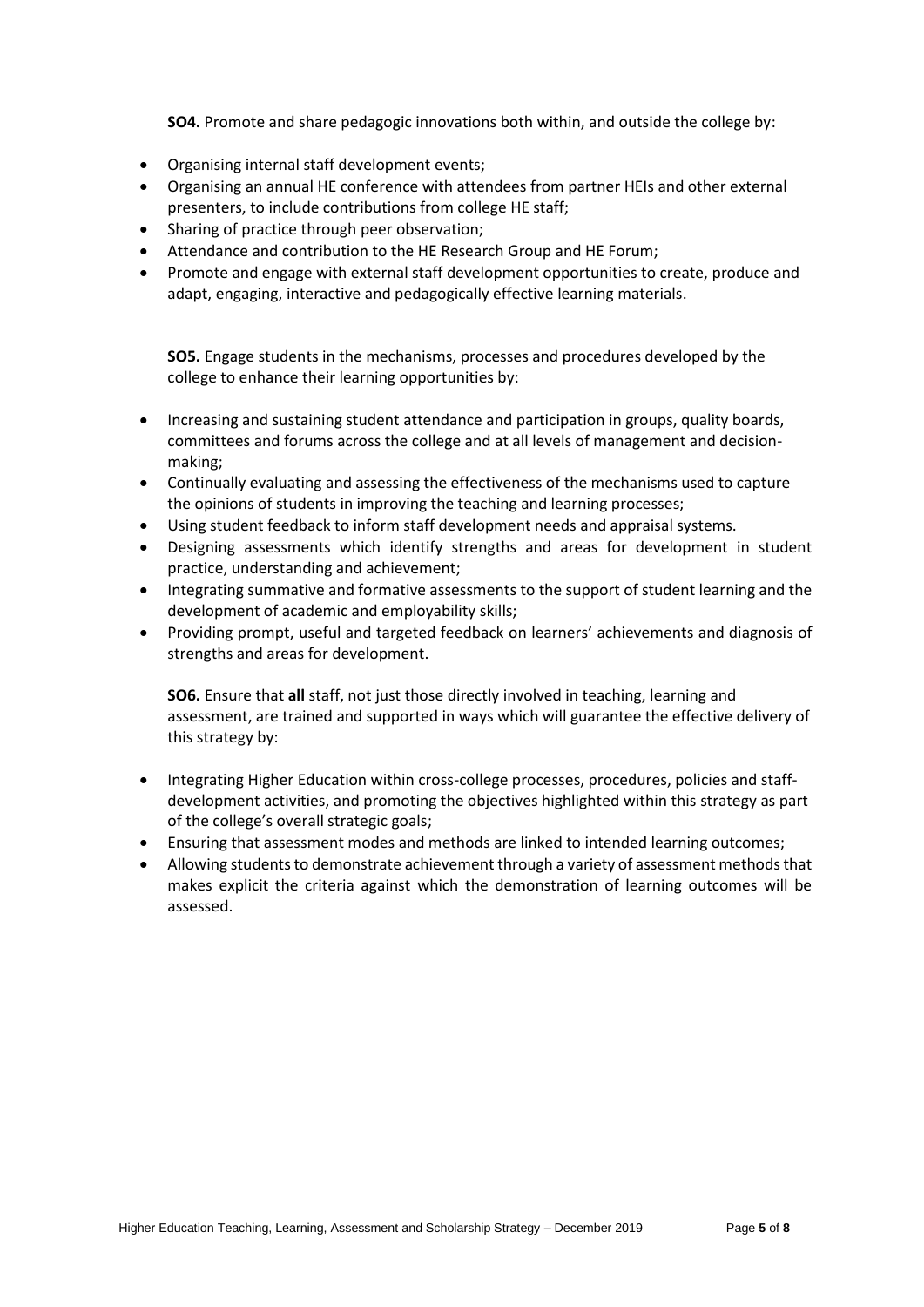**SO4.** Promote and share pedagogic innovations both within, and outside the college by:

- Organising internal staff development events;
- Organising an annual HE conference with attendees from partner HEIs and other external presenters, to include contributions from college HE staff;
- Sharing of practice through peer observation;
- Attendance and contribution to the HE Research Group and HE Forum;
- Promote and engage with external staff development opportunities to create, produce and adapt, engaging, interactive and pedagogically effective learning materials.

**SO5.** Engage students in the mechanisms, processes and procedures developed by the college to enhance their learning opportunities by:

- Increasing and sustaining student attendance and participation in groups, quality boards, committees and forums across the college and at all levels of management and decision-making;
- Continually evaluating and assessing the effectiveness of the mechanisms used to capture the opinions of students in improving the teaching and learning processes;
- Using student feedback to inform staff development needs and appraisal systems.
- Designing assessments which identify strengths and areas for development in student practice, understanding and achievement;
- Integrating summative and formative assessments to the support of student learning and the development of academic and employability skills;
- Providing prompt, useful and targeted feedback on learners' achievements and diagnosis of strengths and areas for development.

**SO6.** Ensure that **all** staff, not just those directly involved in teaching, learning and assessment, are trained and supported in ways which will guarantee the effective delivery of this strategy by:

- Integrating Higher Education within cross-college processes, procedures, policies and staff-development activities, and promoting the objectives highlighted within this strategy as part of the college's overall strategic goals;
- Ensuring that assessment modes and methods are linked to intended learning outcomes;
- Allowing students to demonstrate achievement through a variety of assessment methods that makes explicit the criteria against which the demonstration of learning outcomes will be assessed.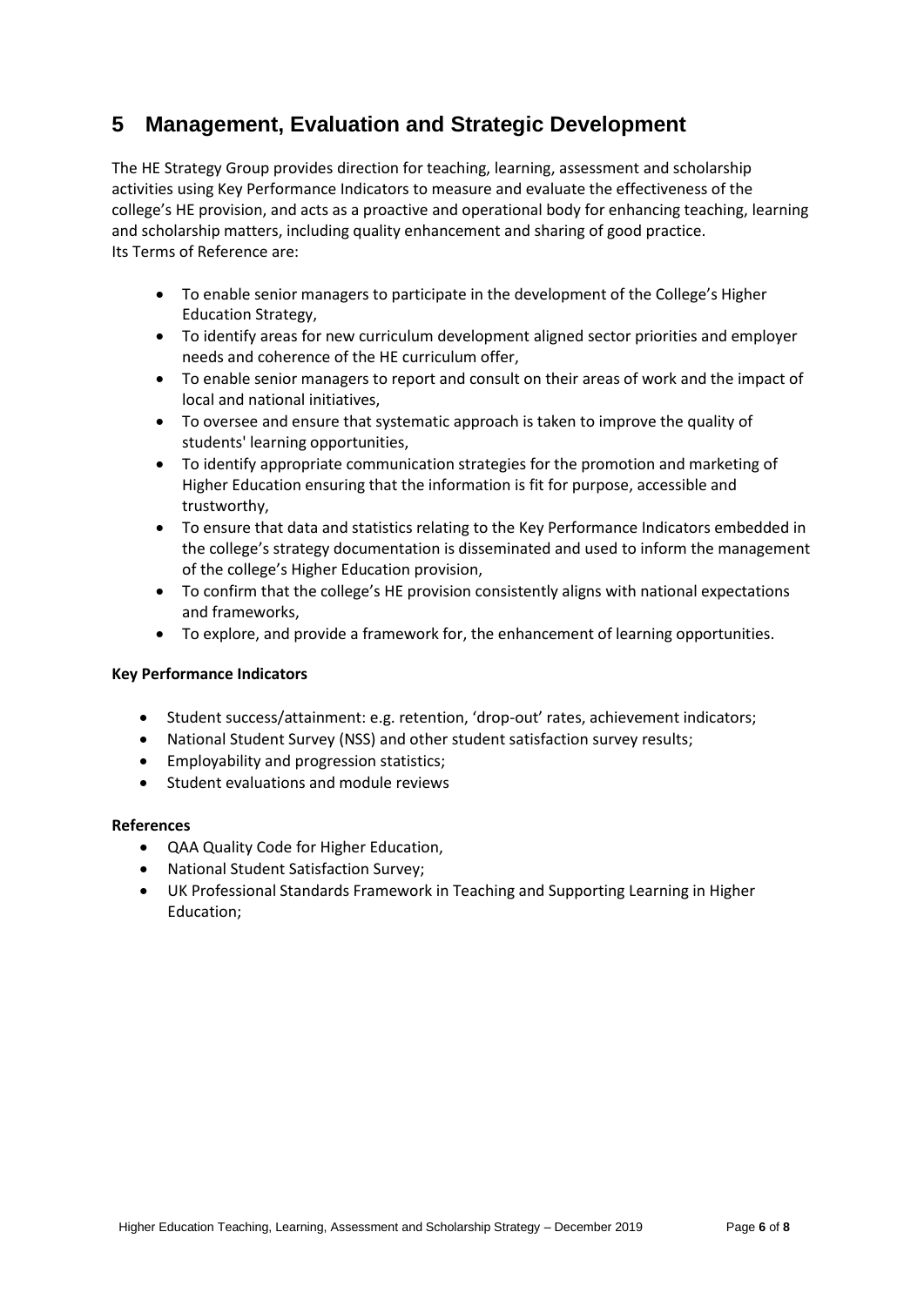## 5 Management, Evaluation and Strategic Development

The HE Strategy Group provides direction for teaching, learning, assessment and scholarship activities using Key Performance Indicators to measure and evaluate the effectiveness of the college's HE provision, and acts as a proactive and operational body for enhancing teaching, learning and scholarship matters, including quality enhancement and sharing of good practice.
Its Terms of Reference are:

- To enable senior managers to participate in the development of the College's Higher Education Strategy,
- To identify areas for new curriculum development aligned sector priorities and employer needs and coherence of the HE curriculum offer,
- To enable senior managers to report and consult on their areas of work and the impact of local and national initiatives,
- To oversee and ensure that systematic approach is taken to improve the quality of students' learning opportunities,
- To identify appropriate communication strategies for the promotion and marketing of Higher Education ensuring that the information is fit for purpose, accessible and trustworthy,
- To ensure that data and statistics relating to the Key Performance Indicators embedded in the college's strategy documentation is disseminated and used to inform the management of the college's Higher Education provision,
- To confirm that the college's HE provision consistently aligns with national expectations and frameworks,
- To explore, and provide a framework for, the enhancement of learning opportunities.

**Key Performance Indicators**

- Student success/attainment: e.g. retention, 'drop-out' rates, achievement indicators;
- National Student Survey (NSS) and other student satisfaction survey results;
- Employability and progression statistics;
- Student evaluations and module reviews

**References**

- QAA Quality Code for Higher Education,
- National Student Satisfaction Survey;
- UK Professional Standards Framework in Teaching and Supporting Learning in Higher Education;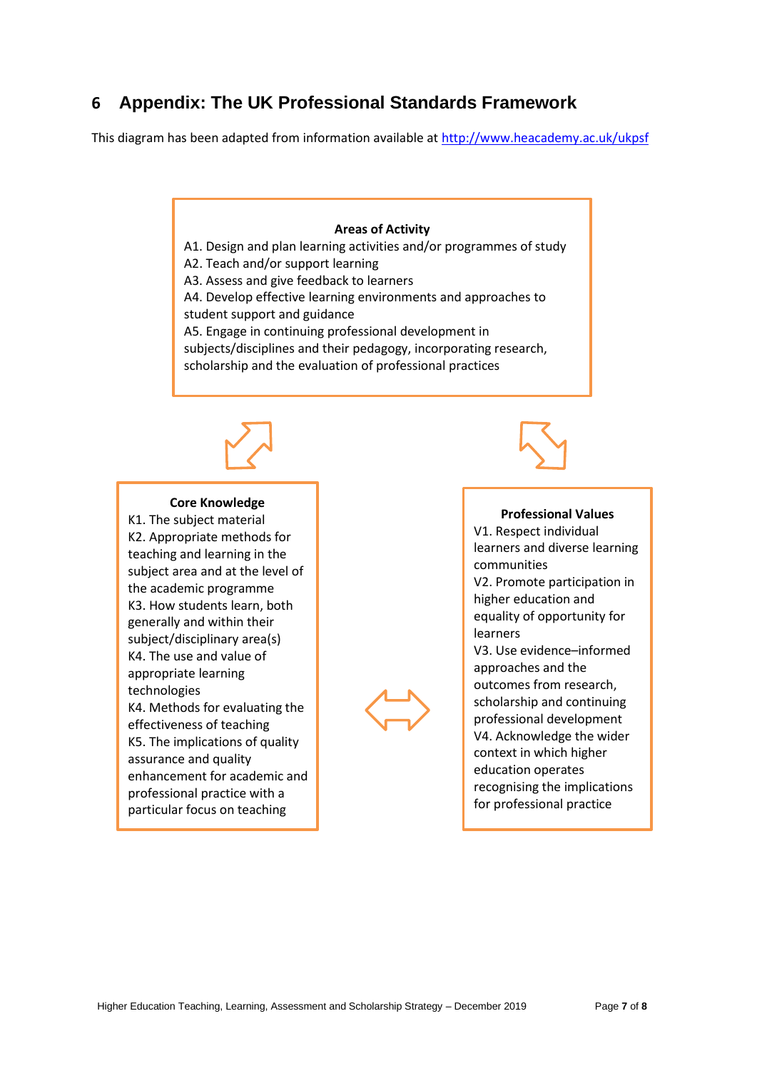## 6 Appendix: The UK Professional Standards Framework

This diagram has been adapted from information available at http://www.heacademy.ac.uk/ukpsf

**Areas of Activity**

A1. Design and plan learning activities and/or programmes of study
A2. Teach and/or support learning
A3. Assess and give feedback to learners
A4. Develop effective learning environments and approaches to student support and guidance
A5. Engage in continuing professional development in subjects/disciplines and their pedagogy, incorporating research, scholarship and the evaluation of professional practices

**Core Knowledge**

K1. The subject material
K2. Appropriate methods for teaching and learning in the subject area and at the level of the academic programme
K3. How students learn, both generally and within their subject/disciplinary area(s)
K4. The use and value of appropriate learning technologies
K4. Methods for evaluating the effectiveness of teaching
K5. The implications of quality assurance and quality enhancement for academic and professional practice with a particular focus on teaching

**Professional Values**

V1. Respect individual learners and diverse learning communities
V2. Promote participation in higher education and equality of opportunity for learners
V3. Use evidence–informed approaches and the outcomes from research, scholarship and continuing professional development
V4. Acknowledge the wider context in which higher education operates recognising the implications for professional practice